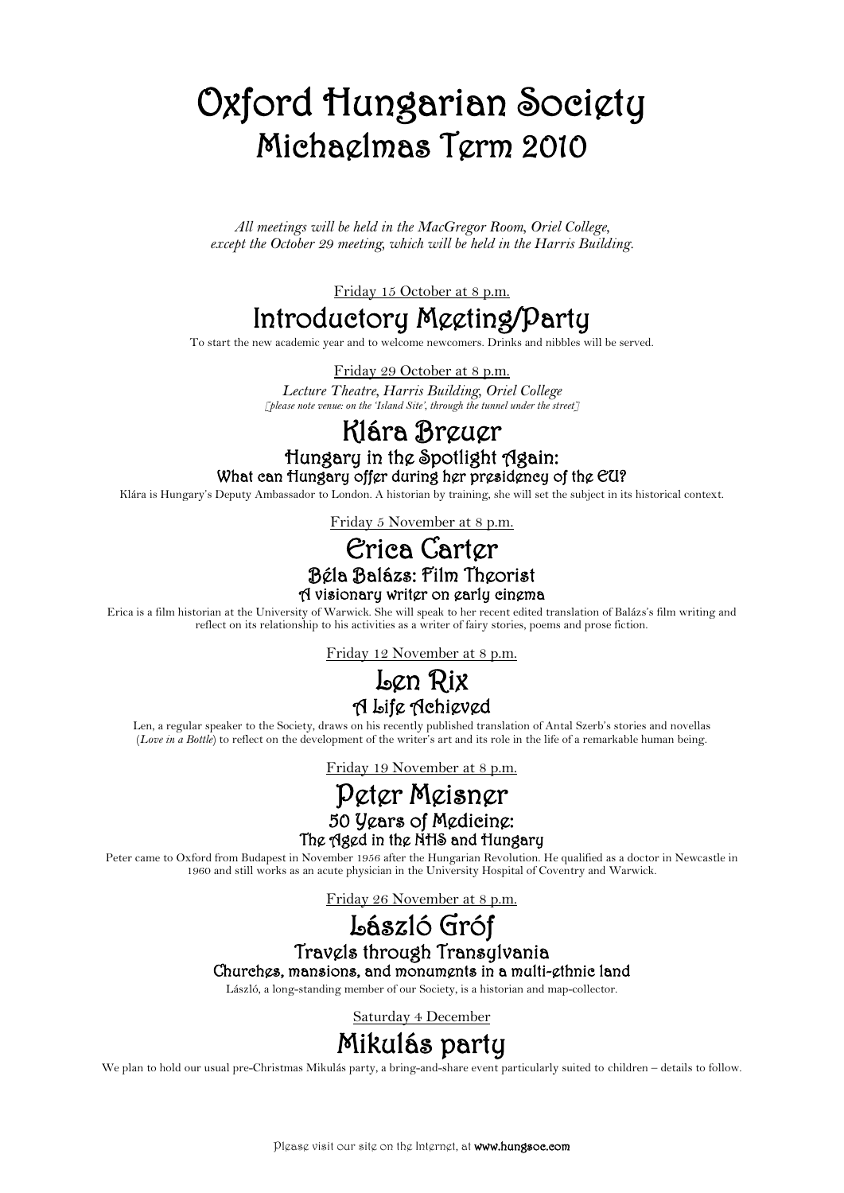# Oxford Hungarian Society
## Michaelmas Term 2010

*All meetings will be held in the MacGregor Room, Oriel College, except the October 29 meeting, which will be held in the Harris Building.*

Friday 15 October at 8 p.m.

## Introductory Meeting/Party

To start the new academic year and to welcome newcomers. Drinks and nibbles will be served.

Friday 29 October at 8 p.m.

*Lecture Theatre, Harris Building, Oriel College*
*[please note venue: on the 'Island Site', through the tunnel under the street]*

## Klára Breuer

### Hungary in the Spotlight Again:
### What can Hungary offer during her presidency of the EU?

Klára is Hungary's Deputy Ambassador to London. A historian by training, she will set the subject in its historical context.

Friday 5 November at 8 p.m.

## Erica Carter

### Béla Balázs: Film Theorist
### A visionary writer on early cinema

Erica is a film historian at the University of Warwick. She will speak to her recent edited translation of Balázs's film writing and reflect on its relationship to his activities as a writer of fairy stories, poems and prose fiction.

Friday 12 November at 8 p.m.

## Len Rix

### A Life Achieved

Len, a regular speaker to the Society, draws on his recently published translation of Antal Szerb's stories and novellas (*Love in a Bottle*) to reflect on the development of the writer's art and its role in the life of a remarkable human being.

Friday 19 November at 8 p.m.

## Peter Meisner

### 50 Years of Medicine:
### The Aged in the NHS and Hungary

Peter came to Oxford from Budapest in November 1956 after the Hungarian Revolution. He qualified as a doctor in Newcastle in 1960 and still works as an acute physician in the University Hospital of Coventry and Warwick.

Friday 26 November at 8 p.m.

## László Gróf

### Travels through Transylvania
### Churches, mansions, and monuments in a multi-ethnic land

László, a long-standing member of our Society, is a historian and map-collector.

Saturday 4 December

## Mikulás party

We plan to hold our usual pre-Christmas Mikulás party, a bring-and-share event particularly suited to children – details to follow.

Please visit our site on the Internet, at **www.hungsoc.com**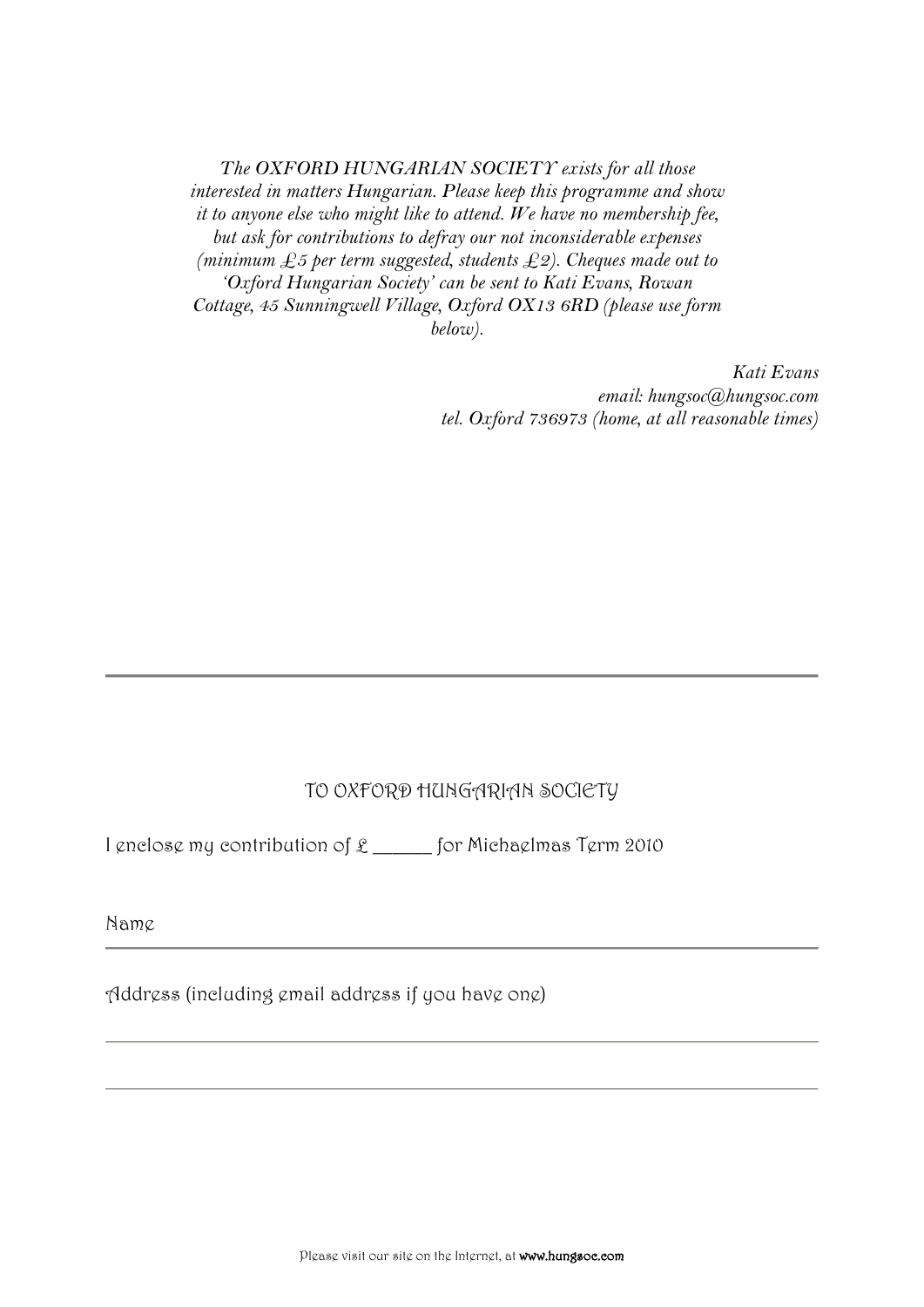*The OXFORD HUNGARIAN SOCIETY exists for all those interested in matters Hungarian. Please keep this programme and show it to anyone else who might like to attend. We have no membership fee, but ask for contributions to defray our not inconsiderable expenses (minimum £5 per term suggested, students £2). Cheques made out to 'Oxford Hungarian Society' can be sent to Kati Evans, Rowan Cottage, 45 Sunningwell Village, Oxford OX13 6RD (please use form below).*

*Kati Evans*
*email: hungsoc@hungsoc.com*
*tel. Oxford 736973 (home, at all reasonable times)*

---

TO OXFORD HUNGARIAN SOCIETY

I enclose my contribution of £ ______ for Michaelmas Term 2010

Name

---

Address (including email address if you have one)

---

---

Please visit our site on the Internet, at **www.hungsoc.com**